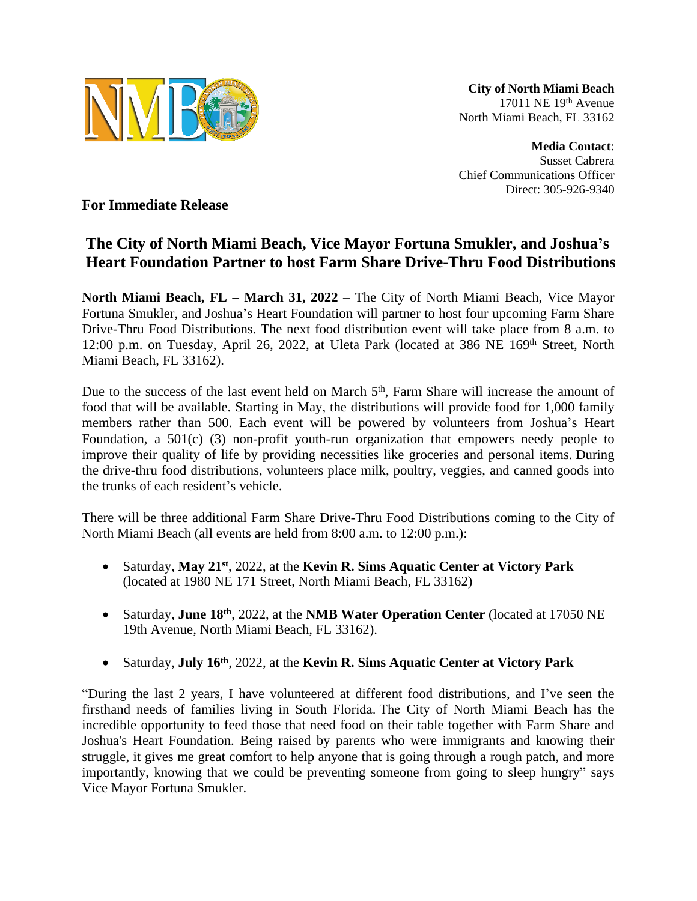**City of North Miami Beach**
17011 NE 19th Avenue
North Miami Beach, FL 33162

**Media Contact**:
Susset Cabrera
Chief Communications Officer
Direct: 305-926-9340

**For Immediate Release**

# The City of North Miami Beach, Vice Mayor Fortuna Smukler, and Joshua's Heart Foundation Partner to host Farm Share Drive-Thru Food Distributions

**North Miami Beach, FL – March 31, 2022** – The City of North Miami Beach, Vice Mayor Fortuna Smukler, and Joshua's Heart Foundation will partner to host four upcoming Farm Share Drive-Thru Food Distributions. The next food distribution event will take place from 8 a.m. to 12:00 p.m. on Tuesday, April 26, 2022, at Uleta Park (located at 386 NE 169th Street, North Miami Beach, FL 33162).

Due to the success of the last event held on March 5th, Farm Share will increase the amount of food that will be available. Starting in May, the distributions will provide food for 1,000 family members rather than 500. Each event will be powered by volunteers from Joshua's Heart Foundation, a 501(c) (3) non-profit youth-run organization that empowers needy people to improve their quality of life by providing necessities like groceries and personal items. During the drive-thru food distributions, volunteers place milk, poultry, veggies, and canned goods into the trunks of each resident's vehicle.

There will be three additional Farm Share Drive-Thru Food Distributions coming to the City of North Miami Beach (all events are held from 8:00 a.m. to 12:00 p.m.):

- Saturday, **May 21st**, 2022, at the **Kevin R. Sims Aquatic Center at Victory Park** (located at 1980 NE 171 Street, North Miami Beach, FL 33162)
- Saturday, **June 18th**, 2022, at the **NMB Water Operation Center** (located at 17050 NE 19th Avenue, North Miami Beach, FL 33162).
- Saturday, **July 16th**, 2022, at the **Kevin R. Sims Aquatic Center at Victory Park**

"During the last 2 years, I have volunteered at different food distributions, and I've seen the firsthand needs of families living in South Florida. The City of North Miami Beach has the incredible opportunity to feed those that need food on their table together with Farm Share and Joshua's Heart Foundation. Being raised by parents who were immigrants and knowing their struggle, it gives me great comfort to help anyone that is going through a rough patch, and more importantly, knowing that we could be preventing someone from going to sleep hungry" says Vice Mayor Fortuna Smukler.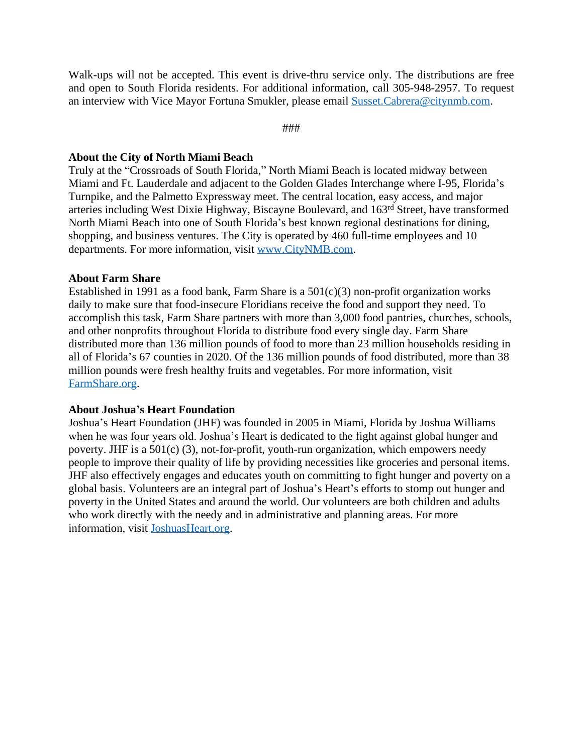Walk-ups will not be accepted. This event is drive-thru service only. The distributions are free and open to South Florida residents. For additional information, call 305-948-2957. To request an interview with Vice Mayor Fortuna Smukler, please email Susset.Cabrera@citynmb.com.

###

**About the City of North Miami Beach**
Truly at the "Crossroads of South Florida," North Miami Beach is located midway between Miami and Ft. Lauderdale and adjacent to the Golden Glades Interchange where I-95, Florida's Turnpike, and the Palmetto Expressway meet. The central location, easy access, and major arteries including West Dixie Highway, Biscayne Boulevard, and 163rd Street, have transformed North Miami Beach into one of South Florida's best known regional destinations for dining, shopping, and business ventures. The City is operated by 460 full-time employees and 10 departments. For more information, visit www.CityNMB.com.

**About Farm Share**
Established in 1991 as a food bank, Farm Share is a 501(c)(3) non-profit organization works daily to make sure that food-insecure Floridians receive the food and support they need. To accomplish this task, Farm Share partners with more than 3,000 food pantries, churches, schools, and other nonprofits throughout Florida to distribute food every single day. Farm Share distributed more than 136 million pounds of food to more than 23 million households residing in all of Florida's 67 counties in 2020. Of the 136 million pounds of food distributed, more than 38 million pounds were fresh healthy fruits and vegetables. For more information, visit FarmShare.org.

**About Joshua's Heart Foundation**
Joshua's Heart Foundation (JHF) was founded in 2005 in Miami, Florida by Joshua Williams when he was four years old. Joshua's Heart is dedicated to the fight against global hunger and poverty. JHF is a 501(c) (3), not-for-profit, youth-run organization, which empowers needy people to improve their quality of life by providing necessities like groceries and personal items. JHF also effectively engages and educates youth on committing to fight hunger and poverty on a global basis. Volunteers are an integral part of Joshua's Heart's efforts to stomp out hunger and poverty in the United States and around the world. Our volunteers are both children and adults who work directly with the needy and in administrative and planning areas. For more information, visit JoshuasHeart.org.